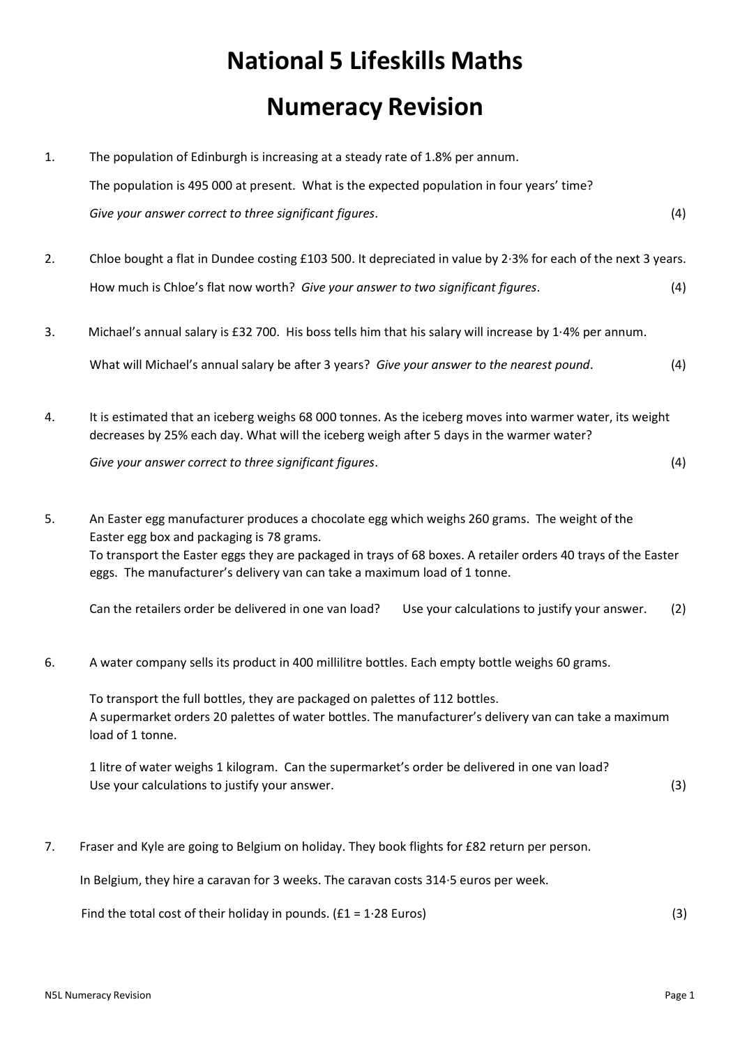# National 5 Lifeskills Maths

# Numeracy Revision

1. The population of Edinburgh is increasing at a steady rate of 1.8% per annum.

   The population is 495 000 at present. What is the expected population in four years' time?

   *Give your answer correct to three significant figures*. (4)

2. Chloe bought a flat in Dundee costing £103 500. It depreciated in value by 2·3% for each of the next 3 years.

   How much is Chloe's flat now worth? *Give your answer to two significant figures*. (4)

3. Michael's annual salary is £32 700. His boss tells him that his salary will increase by 1·4% per annum.

   What will Michael's annual salary be after 3 years? *Give your answer to the nearest pound*. (4)

4. It is estimated that an iceberg weighs 68 000 tonnes. As the iceberg moves into warmer water, its weight decreases by 25% each day. What will the iceberg weigh after 5 days in the warmer water?

   *Give your answer correct to three significant figures*. (4)

5. An Easter egg manufacturer produces a chocolate egg which weighs 260 grams. The weight of the Easter egg box and packaging is 78 grams.
   To transport the Easter eggs they are packaged in trays of 68 boxes. A retailer orders 40 trays of the Easter eggs. The manufacturer's delivery van can take a maximum load of 1 tonne.

   Can the retailers order be delivered in one van load? Use your calculations to justify your answer. (2)

6. A water company sells its product in 400 millilitre bottles. Each empty bottle weighs 60 grams.

   To transport the full bottles, they are packaged on palettes of 112 bottles.
   A supermarket orders 20 palettes of water bottles. The manufacturer's delivery van can take a maximum load of 1 tonne.

   1 litre of water weighs 1 kilogram. Can the supermarket's order be delivered in one van load?
   Use your calculations to justify your answer. (3)

7. Fraser and Kyle are going to Belgium on holiday. They book flights for £82 return per person.

   In Belgium, they hire a caravan for 3 weeks. The caravan costs 314·5 euros per week.

   Find the total cost of their holiday in pounds. (£1 = 1·28 Euros) (3)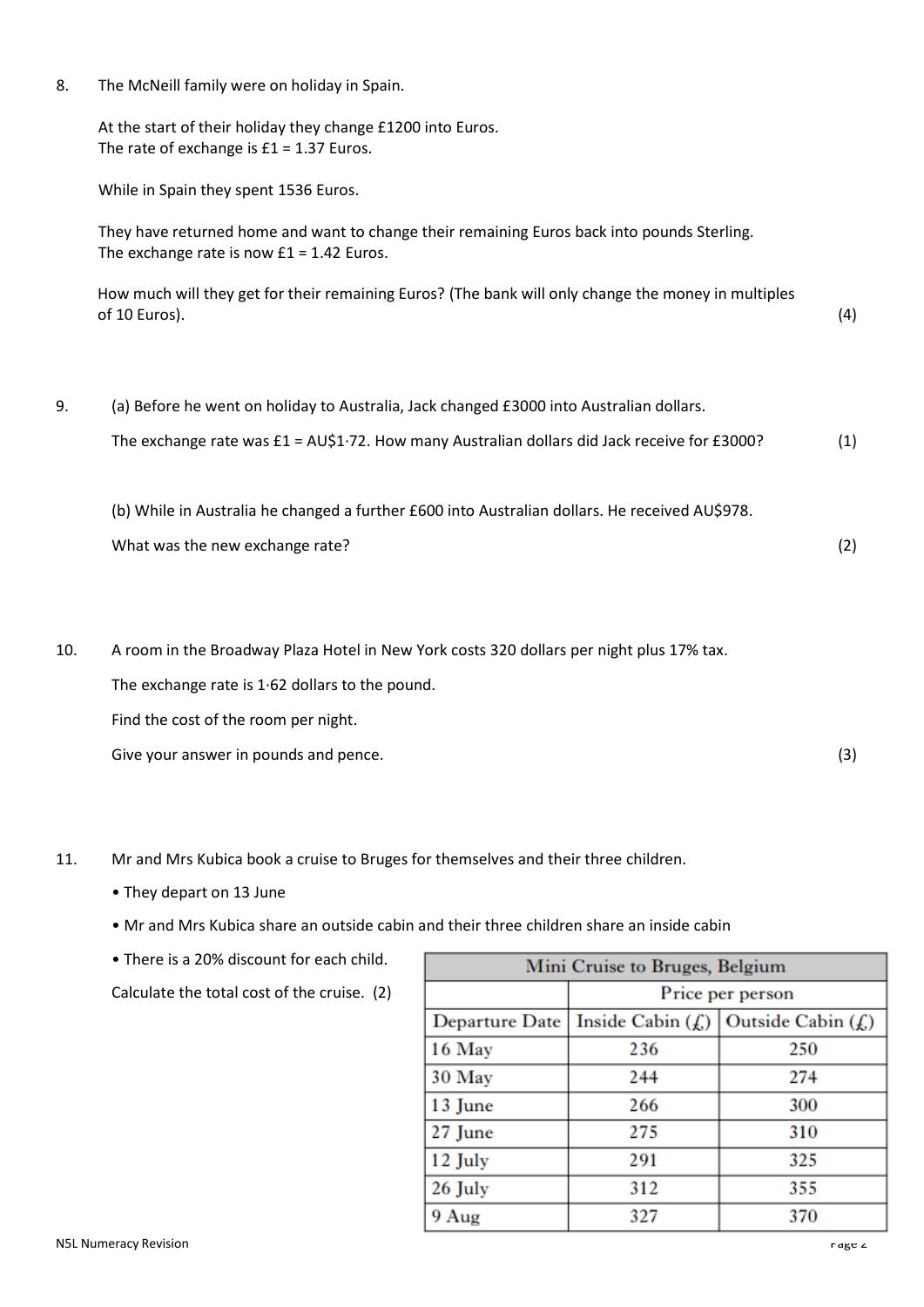8. The McNeill family were on holiday in Spain.

   At the start of their holiday they change £1200 into Euros.
   The rate of exchange is £1 = 1.37 Euros.

   While in Spain they spent 1536 Euros.

   They have returned home and want to change their remaining Euros back into pounds Sterling.
   The exchange rate is now £1 = 1.42 Euros.

   How much will they get for their remaining Euros? (The bank will only change the money in multiples of 10 Euros). (4)

9. (a) Before he went on holiday to Australia, Jack changed £3000 into Australian dollars.

   The exchange rate was £1 = AU$1·72. How many Australian dollars did Jack receive for £3000? (1)

   (b) While in Australia he changed a further £600 into Australian dollars. He received AU$978.

   What was the new exchange rate? (2)

10. A room in the Broadway Plaza Hotel in New York costs 320 dollars per night plus 17% tax.

    The exchange rate is 1·62 dollars to the pound.

    Find the cost of the room per night.

    Give your answer in pounds and pence. (3)

11. Mr and Mrs Kubica book a cruise to Bruges for themselves and their three children.

    - They depart on 13 June
    - Mr and Mrs Kubica share an outside cabin and their three children share an inside cabin
    - There is a 20% discount for each child.

    Calculate the total cost of the cruise. (2)

| Mini Cruise to Bruges, Belgium | | |
|---|---|---|
| | Price per person | |
| Departure Date | Inside Cabin (£) | Outside Cabin (£) |
| 16 May | 236 | 250 |
| 30 May | 244 | 274 |
| 13 June | 266 | 300 |
| 27 June | 275 | 310 |
| 12 July | 291 | 325 |
| 26 July | 312 | 355 |
| 9 Aug | 327 | 370 |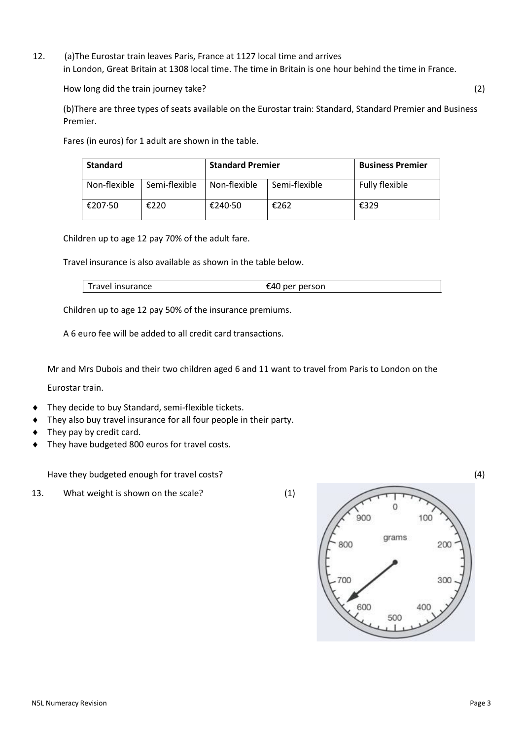12. (a)The Eurostar train leaves Paris, France at 1127 local time and arrives in London, Great Britain at 1308 local time. The time in Britain is one hour behind the time in France.

How long did the train journey take? (2)

(b)There are three types of seats available on the Eurostar train: Standard, Standard Premier and Business Premier.

Fares (in euros) for 1 adult are shown in the table.

| Standard | | Standard Premier | | Business Premier |
|---|---|---|---|---|
| Non-flexible | Semi-flexible | Non-flexible | Semi-flexible | Fully flexible |
| €207·50 | €220 | €240·50 | €262 | €329 |

Children up to age 12 pay 70% of the adult fare.

Travel insurance is also available as shown in the table below.

| Travel insurance | €40 per person |
|---|---|

Children up to age 12 pay 50% of the insurance premiums.

A 6 euro fee will be added to all credit card transactions.

Mr and Mrs Dubois and their two children aged 6 and 11 want to travel from Paris to London on the Eurostar train.

- They decide to buy Standard, semi-flexible tickets.
- They also buy travel insurance for all four people in their party.
- They pay by credit card.
- They have budgeted 800 euros for travel costs.

Have they budgeted enough for travel costs? (4)

13. What weight is shown on the scale? (1)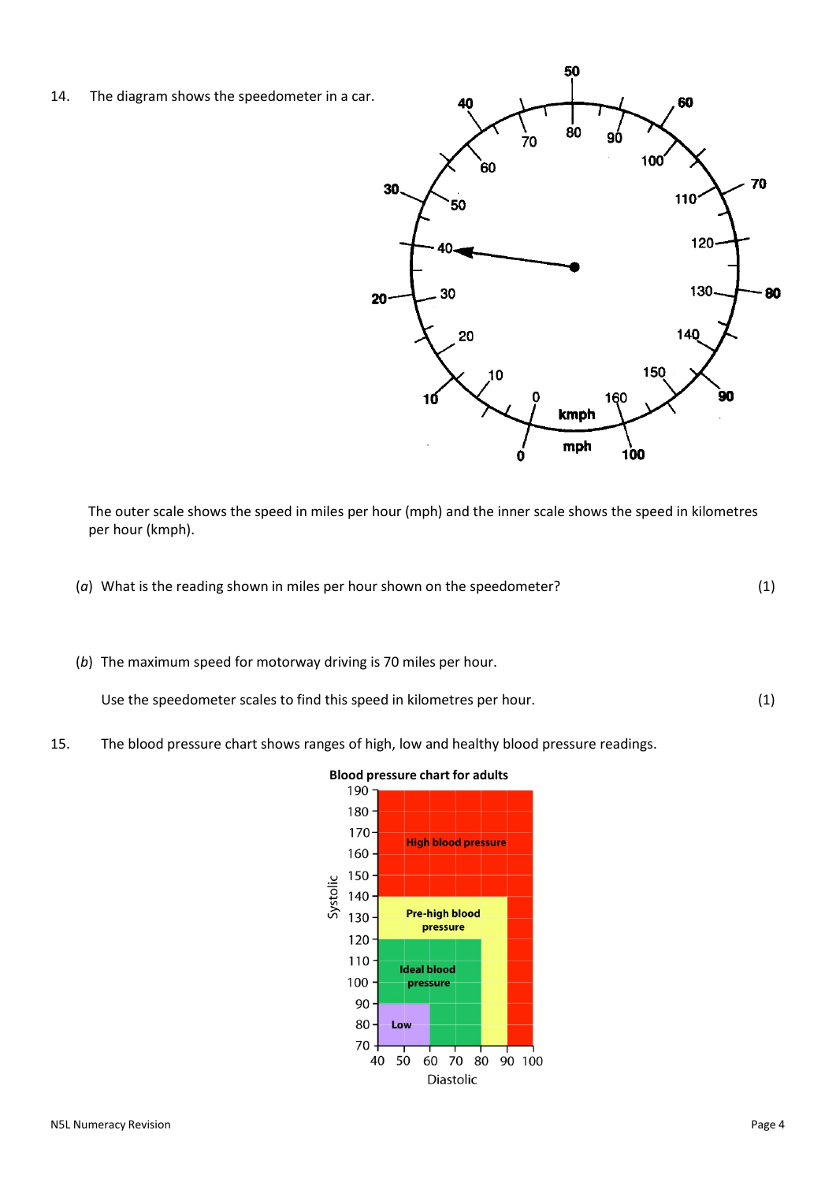14. The diagram shows the speedometer in a car.

The outer scale shows the speed in miles per hour (mph) and the inner scale shows the speed in kilometres per hour (kmph).

(*a*) What is the reading shown in miles per hour shown on the speedometer? (1)

(*b*) The maximum speed for motorway driving is 70 miles per hour.

Use the speedometer scales to find this speed in kilometres per hour. (1)

15. The blood pressure chart shows ranges of high, low and healthy blood pressure readings.

**Blood pressure chart for adults**

Systolic (vertical axis, 70–190); Diastolic (horizontal axis, 40–100)

| Region | Systolic | Diastolic |
|---|---|---|
| Low | 70–90 | 40–60 |
| Ideal blood pressure | 70–120 | 40–80 (excluding Low region) |
| Pre-high blood pressure | 70–140 | 40–90 (excluding Ideal and Low regions) |
| High blood pressure | 70–190 | 40–100 (excluding Pre-high, Ideal and Low regions) |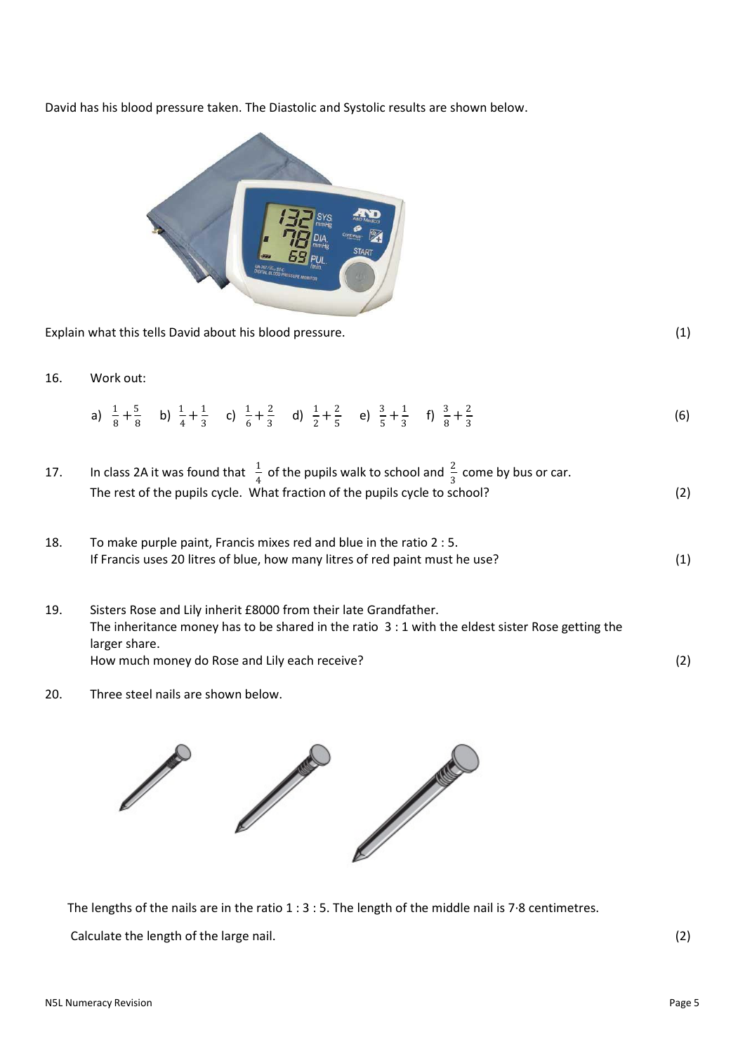David has his blood pressure taken. The Diastolic and Systolic results are shown below.

Explain what this tells David about his blood pressure. (1)

16. Work out:

a) $\frac{1}{8}+\frac{5}{8}$ b) $\frac{1}{4}+\frac{1}{3}$ c) $\frac{1}{6}+\frac{2}{3}$ d) $\frac{1}{2}+\frac{2}{5}$ e) $\frac{3}{5}+\frac{1}{3}$ f) $\frac{3}{8}+\frac{2}{3}$ (6)

17. In class 2A it was found that $\frac{1}{4}$ of the pupils walk to school and $\frac{2}{3}$ come by bus or car. The rest of the pupils cycle. What fraction of the pupils cycle to school? (2)

18. To make purple paint, Francis mixes red and blue in the ratio 2 : 5. If Francis uses 20 litres of blue, how many litres of red paint must he use? (1)

19. Sisters Rose and Lily inherit £8000 from their late Grandfather. The inheritance money has to be shared in the ratio 3 : 1 with the eldest sister Rose getting the larger share. How much money do Rose and Lily each receive? (2)

20. Three steel nails are shown below.

The lengths of the nails are in the ratio 1 : 3 : 5. The length of the middle nail is 7·8 centimetres.

Calculate the length of the large nail. (2)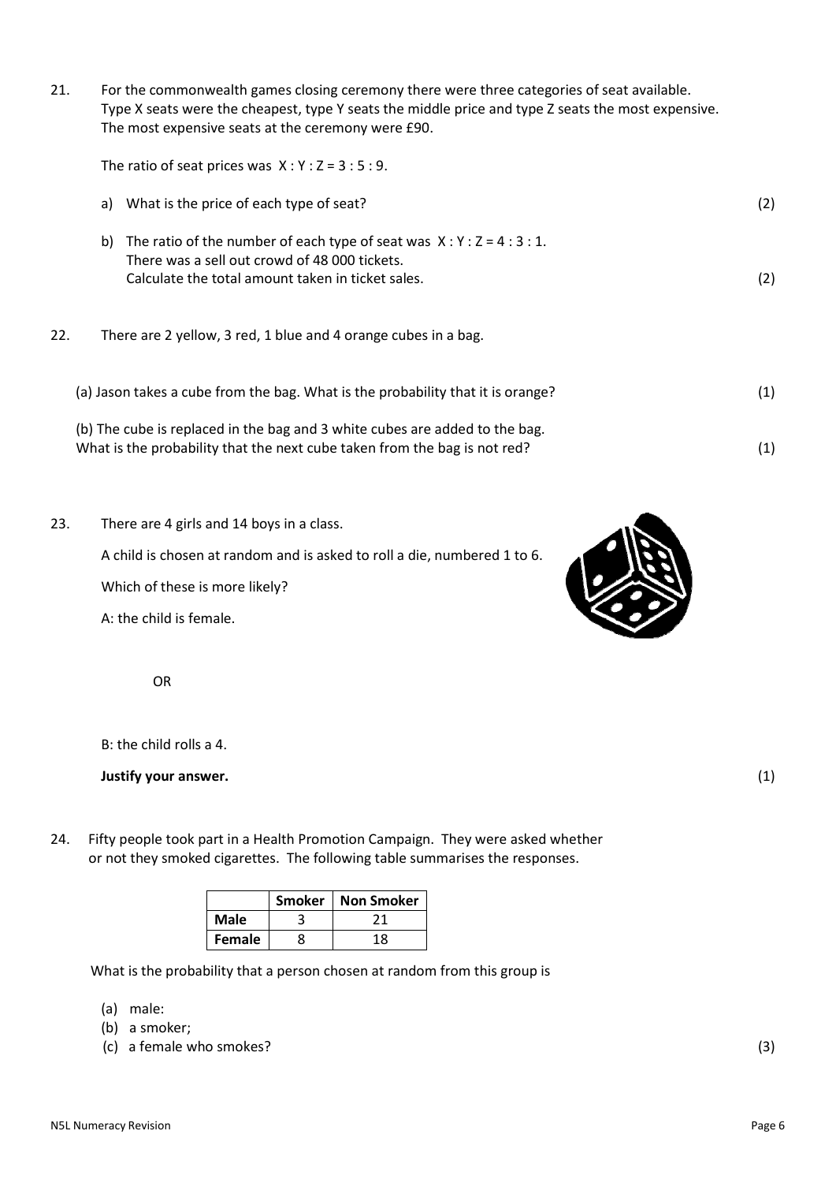21. For the commonwealth games closing ceremony there were three categories of seat available. Type X seats were the cheapest, type Y seats the middle price and type Z seats the most expensive. The most expensive seats at the ceremony were £90.

    The ratio of seat prices was $X : Y : Z = 3 : 5 : 9$.

    a) What is the price of each type of seat? (2)

    b) The ratio of the number of each type of seat was $X : Y : Z = 4 : 3 : 1$.
    There was a sell out crowd of 48 000 tickets.
    Calculate the total amount taken in ticket sales. (2)

22. There are 2 yellow, 3 red, 1 blue and 4 orange cubes in a bag.

    (a) Jason takes a cube from the bag. What is the probability that it is orange? (1)

    (b) The cube is replaced in the bag and 3 white cubes are added to the bag.
    What is the probability that the next cube taken from the bag is not red? (1)

23. There are 4 girls and 14 boys in a class.

    A child is chosen at random and is asked to roll a die, numbered 1 to 6.

    Which of these is more likely?

    A: the child is female.

    OR

    B: the child rolls a 4.

    **Justify your answer.** (1)

24. Fifty people took part in a Health Promotion Campaign. They were asked whether or not they smoked cigarettes. The following table summarises the responses.

|  | **Smoker** | **Non Smoker** |
|---|---|---|
| **Male** | 3 | 21 |
| **Female** | 8 | 18 |

What is the probability that a person chosen at random from this group is

(a) male:
(b) a smoker;
(c) a female who smokes? (3)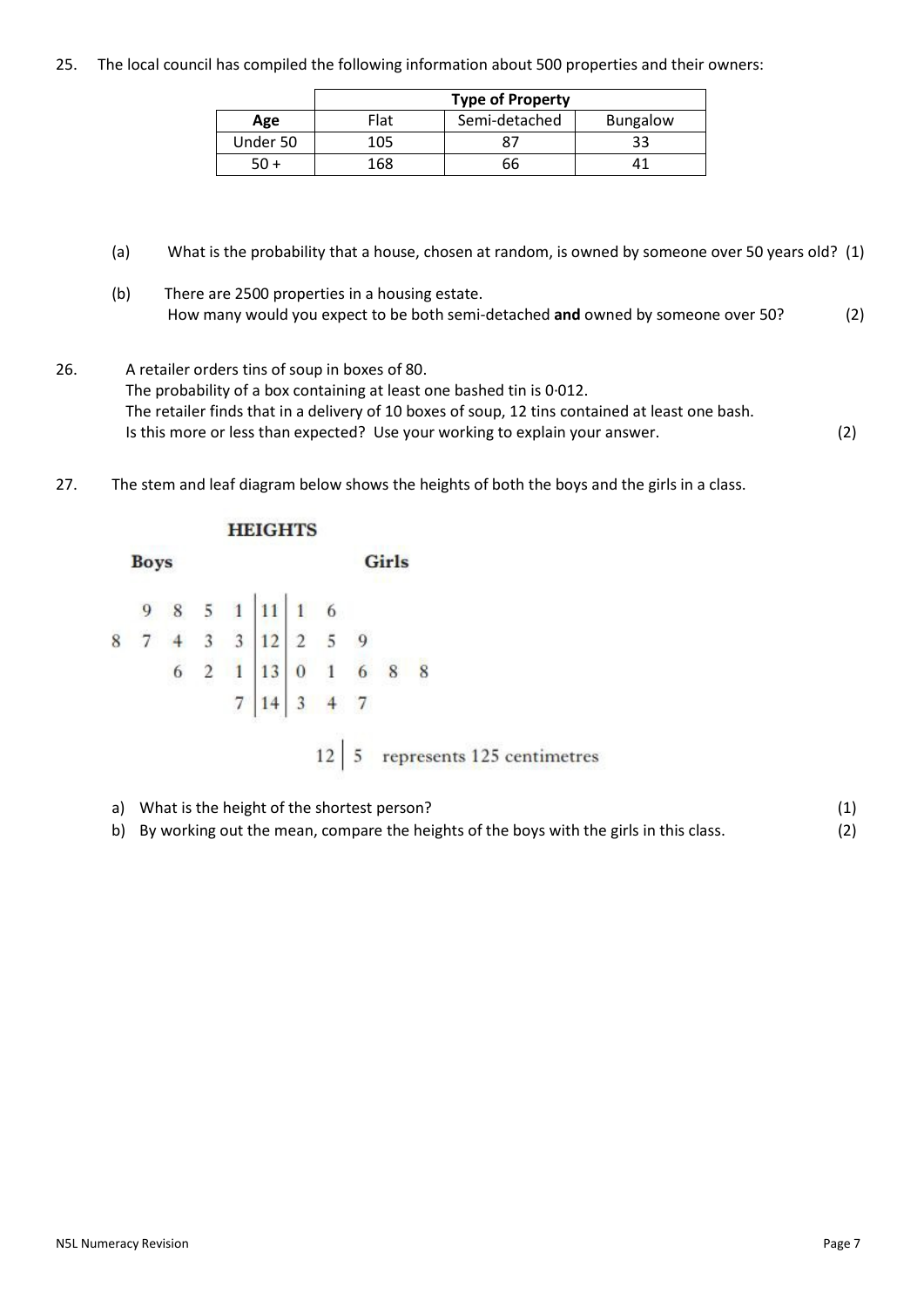25. The local council has compiled the following information about 500 properties and their owners:

| | Type of Property | | |
|---|---|---|---|
| **Age** | Flat | Semi-detached | Bungalow |
| Under 50 | 105 | 87 | 33 |
| 50 + | 168 | 66 | 41 |

(a) What is the probability that a house, chosen at random, is owned by someone over 50 years old? (1)

(b) There are 2500 properties in a housing estate.
How many would you expect to be both semi-detached **and** owned by someone over 50? (2)

26. A retailer orders tins of soup in boxes of 80.
The probability of a box containing at least one bashed tin is 0·012.
The retailer finds that in a delivery of 10 boxes of soup, 12 tins contained at least one bash.
Is this more or less than expected? Use your working to explain your answer. (2)

27. The stem and leaf diagram below shows the heights of both the boys and the girls in a class.

**HEIGHTS**

| Boys | Stem | Girls |
|---|---|---|
| 9 8 5 1 | 11 | 1 6 |
| 8 7 4 3 3 | 12 | 2 5 9 |
| 6 2 1 | 13 | 0 1 6 8 8 |
| 7 | 14 | 3 4 7 |

12 | 5 represents 125 centimetres

a) What is the height of the shortest person? (1)

b) By working out the mean, compare the heights of the boys with the girls in this class. (2)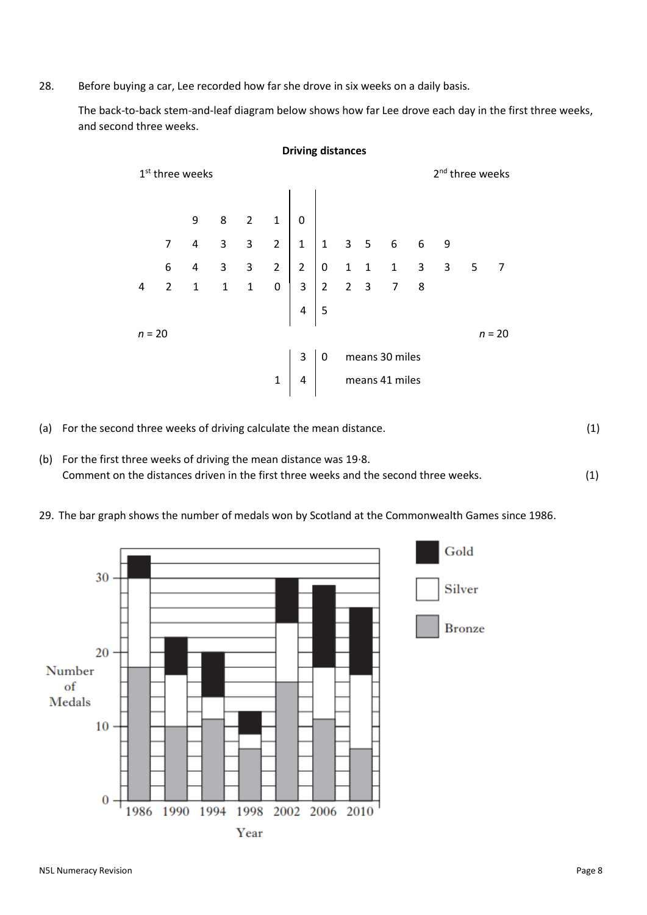28. Before buying a car, Lee recorded how far she drove in six weeks on a daily basis.

The back-to-back stem-and-leaf diagram below shows how far Lee drove each day in the first three weeks, and second three weeks.

**Driving distances**

| 1st three weeks | Stem | 2nd three weeks |
|---:|:---:|:---|
| 9 8 2 1 | 0 | |
| 7 4 3 3 2 | 1 | 1 3 5 6 6 9 |
| 6 4 3 3 2 | 2 | 0 1 1 1 3 3 5 7 |
| 4 2 1 1 1 0 | 3 | 2 2 3 7 8 |
| | 4 | 5 |
| $n = 20$ | | $n = 20$ |

| | | |
|---:|:---:|:---|
| | 3 | 0 means 30 miles |
| 1 | 4 | means 41 miles |

(a) For the second three weeks of driving calculate the mean distance. (1)

(b) For the first three weeks of driving the mean distance was 19·8.
Comment on the distances driven in the first three weeks and the second three weeks. (1)

29. The bar graph shows the number of medals won by Scotland at the Commonwealth Games since 1986.

| Year | Bronze | Silver | Gold | Total |
|---|---|---|---|---|
| 1986 | 18 | 12 | 3 | 33 |
| 1990 | 10 | 7 | 5 | 22 |
| 1994 | 11 | 3 | 6 | 20 |
| 1998 | 7 | 2 | 3 | 12 |
| 2002 | 16 | 8 | 6 | 30 |
| 2006 | 11 | 7 | 11 | 29 |
| 2010 | 7 | 10 | 9 | 26 |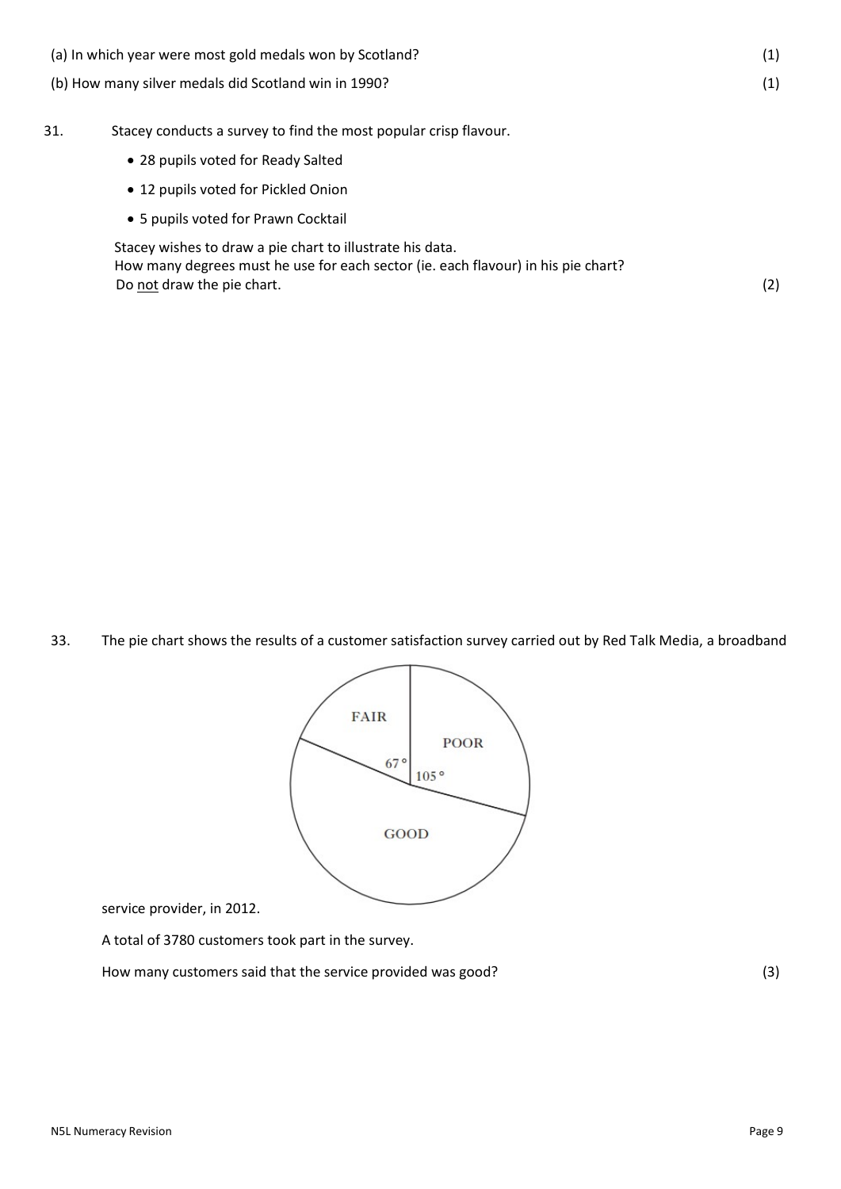(a) In which year were most gold medals won by Scotland? (1)

(b) How many silver medals did Scotland win in 1990? (1)

31. Stacey conducts a survey to find the most popular crisp flavour.

- 28 pupils voted for Ready Salted
- 12 pupils voted for Pickled Onion
- 5 pupils voted for Prawn Cocktail

Stacey wishes to draw a pie chart to illustrate his data.
How many degrees must he use for each sector (ie. each flavour) in his pie chart?
Do <u>not</u> draw the pie chart. (2)

33. The pie chart shows the results of a customer satisfaction survey carried out by Red Talk Media, a broadband service provider, in 2012.

FAIR 67°, POOR 105°, GOOD

A total of 3780 customers took part in the survey.

How many customers said that the service provided was good? (3)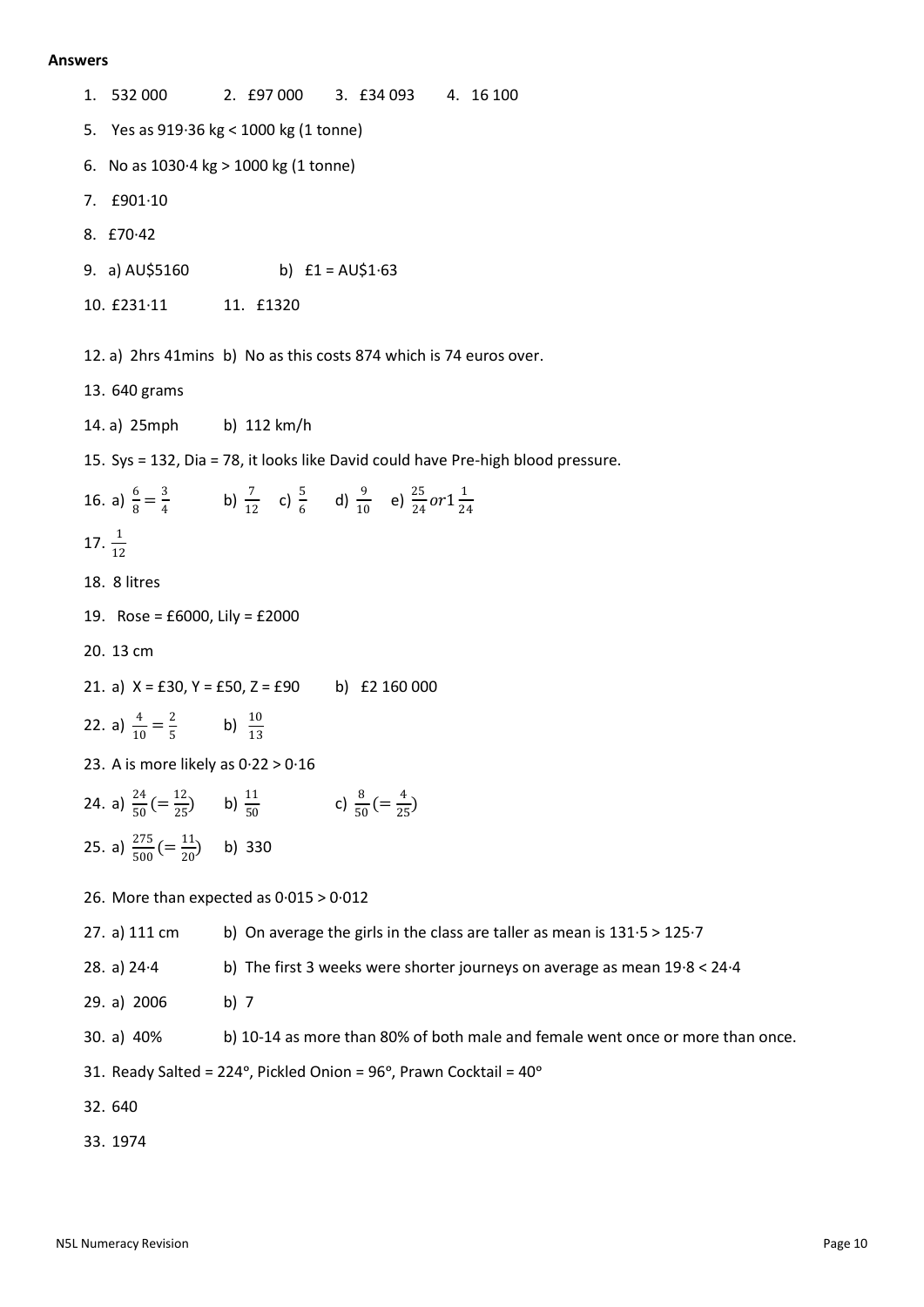**Answers**

1. 532 000   2. £97 000   3. £34 093   4. 16 100
5. Yes as 919·36 kg < 1000 kg (1 tonne)
6. No as 1030·4 kg > 1000 kg (1 tonne)
7. £901·10
8. £70·42
9. a) AU$5160   b) £1 = AU$1·63
10. £231·11   11. £1320
12. a) 2hrs 41mins b) No as this costs 874 which is 74 euros over.
13. 640 grams
14. a) 25mph   b) 112 km/h
15. Sys = 132, Dia = 78, it looks like David could have Pre-high blood pressure.
16. a) $\frac{6}{8} = \frac{3}{4}$   b) $\frac{7}{12}$   c) $\frac{5}{6}$   d) $\frac{9}{10}$   e) $\frac{25}{24} or 1\frac{1}{24}$
17. $\frac{1}{12}$
18. 8 litres
19. Rose = £6000, Lily = £2000
20. 13 cm
21. a) X = £30, Y = £50, Z = £90   b) £2 160 000
22. a) $\frac{4}{10} = \frac{2}{5}$   b) $\frac{10}{13}$
23. A is more likely as 0·22 > 0·16
24. a) $\frac{24}{50} (= \frac{12}{25})$   b) $\frac{11}{50}$   c) $\frac{8}{50} (= \frac{4}{25})$
25. a) $\frac{275}{500} (= \frac{11}{20})$   b) 330
26. More than expected as 0·015 > 0·012
27. a) 111 cm   b) On average the girls in the class are taller as mean is 131·5 > 125·7
28. a) 24·4   b) The first 3 weeks were shorter journeys on average as mean 19·8 < 24·4
29. a) 2006   b) 7
30. a) 40%   b) 10-14 as more than 80% of both male and female went once or more than once.
31. Ready Salted = 224°, Pickled Onion = 96°, Prawn Cocktail = 40°
32. 640
33. 1974